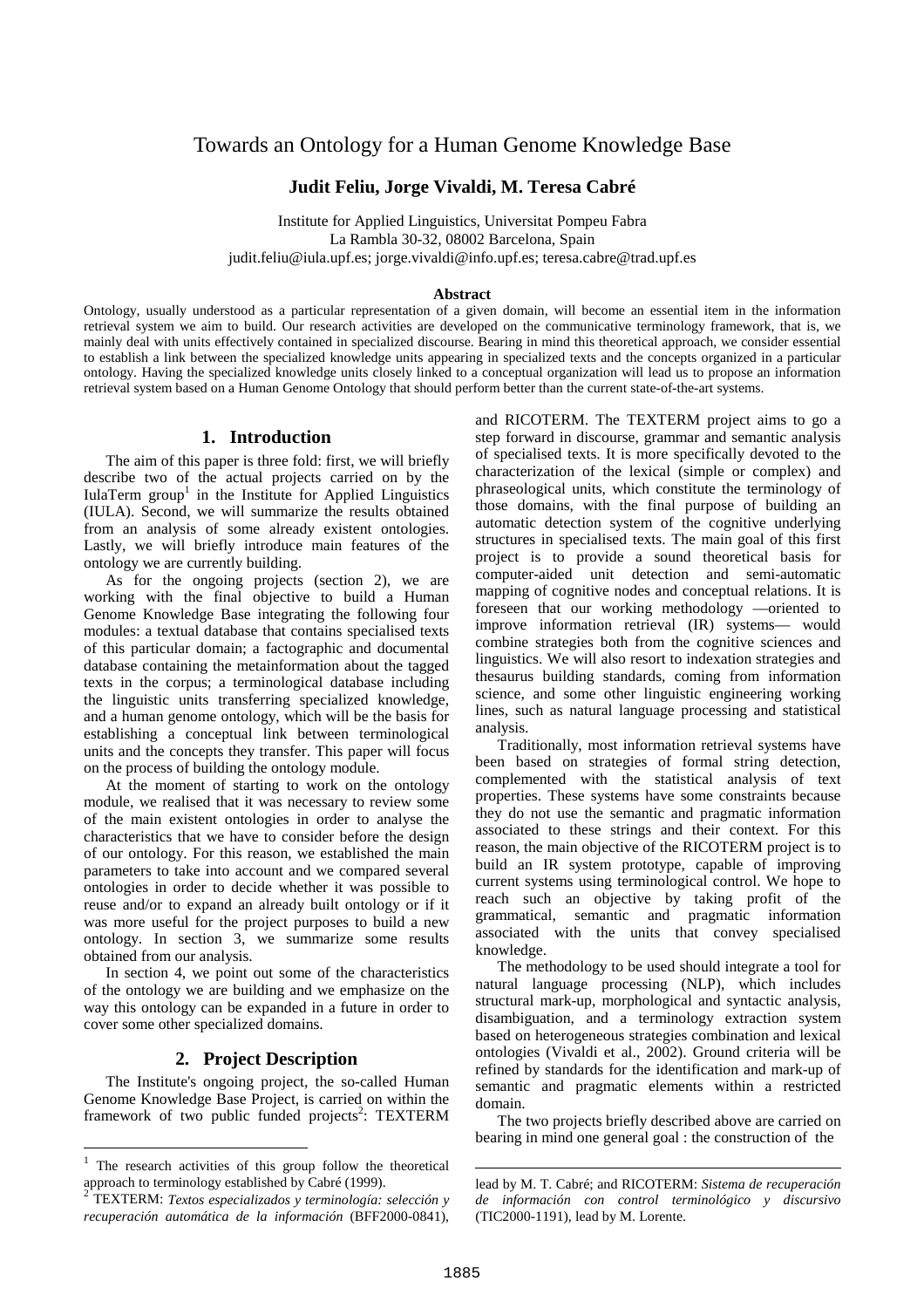# Towards an Ontology for a Human Genome Knowledge Base

**Judit Feliu, Jorge Vivaldi, M. Teresa Cabré**

Institute for Applied Linguistics, Universitat Pompeu Fabra
La Rambla 30-32, 08002 Barcelona, Spain
judit.feliu@iula.upf.es; jorge.vivaldi@info.upf.es; teresa.cabre@trad.upf.es

### Abstract

Ontology, usually understood as a particular representation of a given domain, will become an essential item in the information retrieval system we aim to build. Our research activities are developed on the communicative terminology framework, that is, we mainly deal with units effectively contained in specialized discourse. Bearing in mind this theoretical approach, we consider essential to establish a link between the specialized knowledge units appearing in specialized texts and the concepts organized in a particular ontology. Having the specialized knowledge units closely linked to a conceptual organization will lead us to propose an information retrieval system based on a Human Genome Ontology that should perform better than the current state-of-the-art systems.

## 1. Introduction

The aim of this paper is three fold: first, we will briefly describe two of the actual projects carried on by the IulaTerm group[1] in the Institute for Applied Linguistics (IULA). Second, we will summarize the results obtained from an analysis of some already existent ontologies. Lastly, we will briefly introduce main features of the ontology we are currently building.

As for the ongoing projects (section 2), we are working with the final objective to build a Human Genome Knowledge Base integrating the following four modules: a textual database that contains specialised texts of this particular domain; a factographic and documental database containing the metainformation about the tagged texts in the corpus; a terminological database including the linguistic units transferring specialized knowledge, and a human genome ontology, which will be the basis for establishing a conceptual link between terminological units and the concepts they transfer. This paper will focus on the process of building the ontology module.

At the moment of starting to work on the ontology module, we realised that it was necessary to review some of the main existent ontologies in order to analyse the characteristics that we have to consider before the design of our ontology. For this reason, we established the main parameters to take into account and we compared several ontologies in order to decide whether it was possible to reuse and/or to expand an already built ontology or if it was more useful for the project purposes to build a new ontology. In section 3, we summarize some results obtained from our analysis.

In section 4, we point out some of the characteristics of the ontology we are building and we emphasize on the way this ontology can be expanded in a future in order to cover some other specialized domains.

## 2. Project Description

The Institute's ongoing project, the so-called Human Genome Knowledge Base Project, is carried on within the framework of two public funded projects[2]: TEXTERM and RICOTERM. The TEXTERM project aims to go a step forward in discourse, grammar and semantic analysis of specialised texts. It is more specifically devoted to the characterization of the lexical (simple or complex) and phraseological units, which constitute the terminology of those domains, with the final purpose of building an automatic detection system of the cognitive underlying structures in specialised texts. The main goal of this first project is to provide a sound theoretical basis for computer-aided unit detection and semi-automatic mapping of cognitive nodes and conceptual relations. It is foreseen that our working methodology —oriented to improve information retrieval (IR) systems— would combine strategies both from the cognitive sciences and linguistics. We will also resort to indexation strategies and thesaurus building standards, coming from information science, and some other linguistic engineering working lines, such as natural language processing and statistical analysis.

Traditionally, most information retrieval systems have been based on strategies of formal string detection, complemented with the statistical analysis of text properties. These systems have some constraints because they do not use the semantic and pragmatic information associated to these strings and their context. For this reason, the main objective of the RICOTERM project is to build an IR system prototype, capable of improving current systems using terminological control. We hope to reach such an objective by taking profit of the grammatical, semantic and pragmatic information associated with the units that convey specialised knowledge.

The methodology to be used should integrate a tool for natural language processing (NLP), which includes structural mark-up, morphological and syntactic analysis, disambiguation, and a terminology extraction system based on heterogeneous strategies combination and lexical ontologies (Vivaldi et al., 2002). Ground criteria will be refined by standards for the identification and mark-up of semantic and pragmatic elements within a restricted domain.

The two projects briefly described above are carried on bearing in mind one general goal : the construction of the

---

[1] The research activities of this group follow the theoretical approach to terminology established by Cabré (1999).

[2] TEXTERM: *Textos especializados y terminología: selección y recuperación automática de la información* (BFF2000-0841), lead by M. T. Cabré; and RICOTERM: *Sistema de recuperación de información con control terminológico y discursivo* (TIC2000-1191), lead by M. Lorente.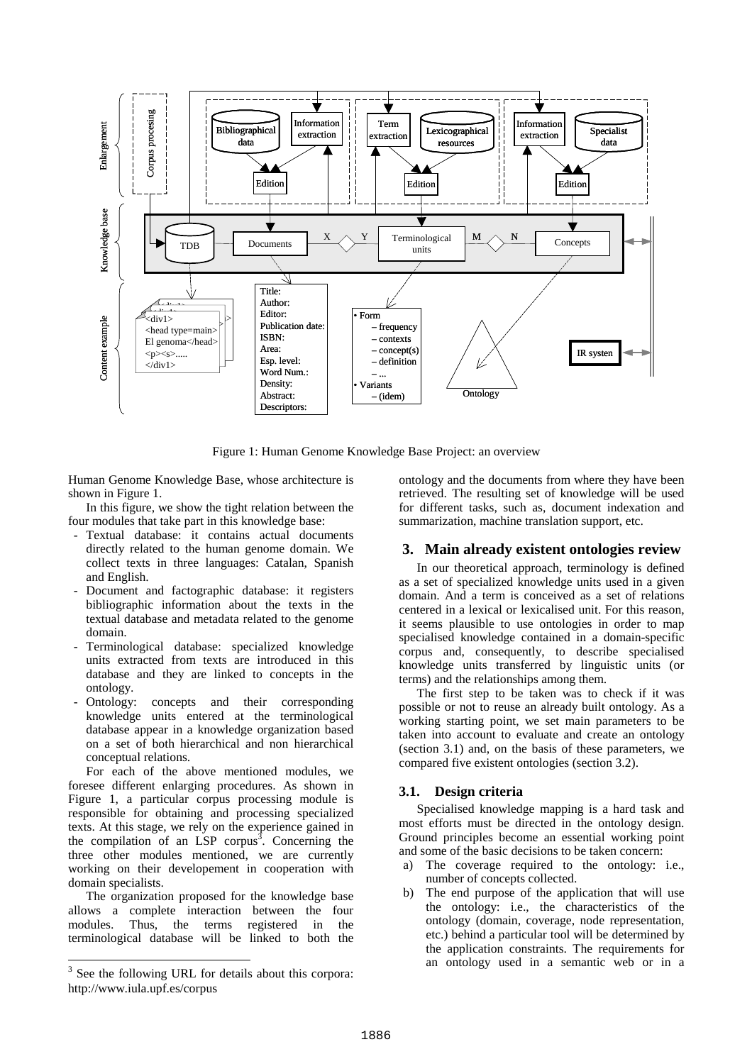Figure 1: Human Genome Knowledge Base Project: an overview

Human Genome Knowledge Base, whose architecture is shown in Figure 1.

In this figure, we show the tight relation between the four modules that take part in this knowledge base:

- Textual database: it contains actual documents directly related to the human genome domain. We collect texts in three languages: Catalan, Spanish and English.
- Document and factographic database: it registers bibliographic information about the texts in the textual database and metadata related to the genome domain.
- Terminological database: specialized knowledge units extracted from texts are introduced in this database and they are linked to concepts in the ontology.
- Ontology: concepts and their corresponding knowledge units entered at the terminological database appear in a knowledge organization based on a set of both hierarchical and non hierarchical conceptual relations.

For each of the above mentioned modules, we foresee different enlarging procedures. As shown in Figure 1, a particular corpus processing module is responsible for obtaining and processing specialized texts. At this stage, we rely on the experience gained in the compilation of an LSP corpus[3]. Concerning the three other modules mentioned, we are currently working on their developement in cooperation with domain specialists.

The organization proposed for the knowledge base allows a complete interaction between the four modules. Thus, the terms registered in the terminological database will be linked to both the ontology and the documents from where they have been retrieved. The resulting set of knowledge will be used for different tasks, such as, document indexation and summarization, machine translation support, etc.

[3] See the following URL for details about this corpora: http://www.iula.upf.es/corpus

## 3. Main already existent ontologies review

In our theoretical approach, terminology is defined as a set of specialized knowledge units used in a given domain. And a term is conceived as a set of relations centered in a lexical or lexicalised unit. For this reason, it seems plausible to use ontologies in order to map specialised knowledge contained in a domain-specific corpus and, consequently, to describe specialised knowledge units transferred by linguistic units (or terms) and the relationships among them.

The first step to be taken was to check if it was possible or not to reuse an already built ontology. As a working starting point, we set main parameters to be taken into account to evaluate and create an ontology (section 3.1) and, on the basis of these parameters, we compared five existent ontologies (section 3.2).

### 3.1. Design criteria

Specialised knowledge mapping is a hard task and most efforts must be directed in the ontology design. Ground principles become an essential working point and some of the basic decisions to be taken concern:

a) The coverage required to the ontology: i.e., number of concepts collected.
b) The end purpose of the application that will use the ontology: i.e., the characteristics of the ontology (domain, coverage, node representation, etc.) behind a particular tool will be determined by the application constraints. The requirements for an ontology used in a semantic web or in a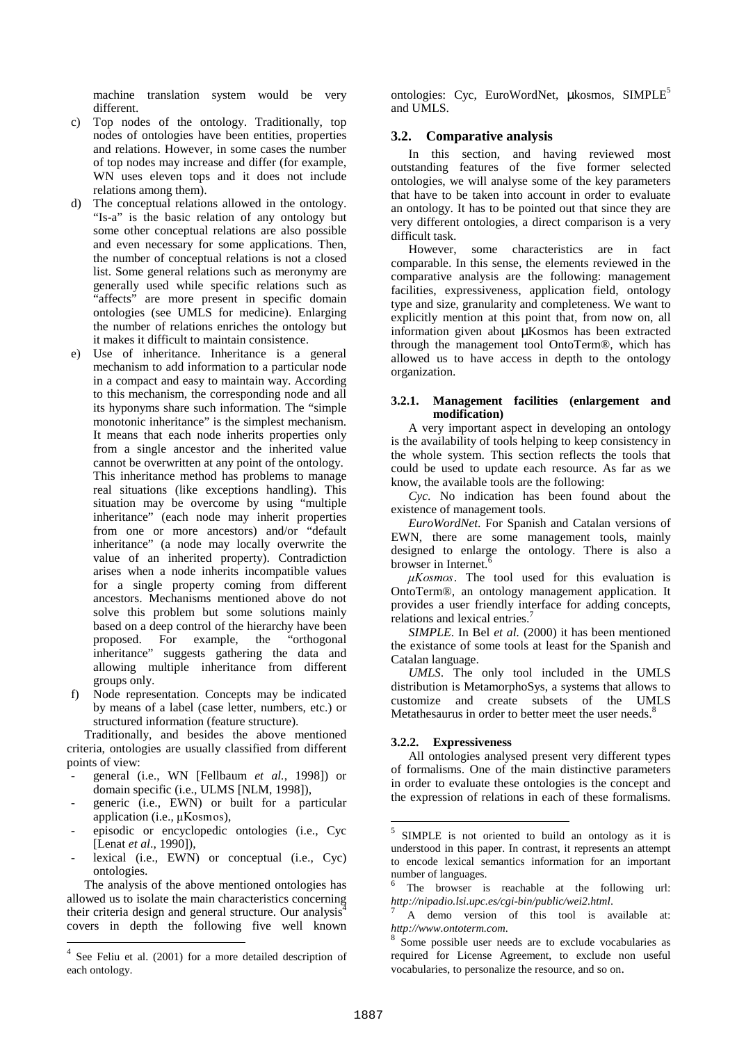machine translation system would be very different.

c) Top nodes of the ontology. Traditionally, top nodes of ontologies have been entities, properties and relations. However, in some cases the number of top nodes may increase and differ (for example, WN uses eleven tops and it does not include relations among them).

d) The conceptual relations allowed in the ontology. "Is-a" is the basic relation of any ontology but some other conceptual relations are also possible and even necessary for some applications. Then, the number of conceptual relations is not a closed list. Some general relations such as meronymy are generally used while specific relations such as "affects" are more present in specific domain ontologies (see UMLS for medicine). Enlarging the number of relations enriches the ontology but it makes it difficult to maintain consistence.

e) Use of inheritance. Inheritance is a general mechanism to add information to a particular node in a compact and easy to maintain way. According to this mechanism, the corresponding node and all its hyponyms share such information. The "simple monotonic inheritance" is the simplest mechanism. It means that each node inherits properties only from a single ancestor and the inherited value cannot be overwritten at any point of the ontology. This inheritance method has problems to manage real situations (like exceptions handling). This situation may be overcome by using "multiple inheritance" (each node may inherit properties from one or more ancestors) and/or "default inheritance" (a node may locally overwrite the value of an inherited property). Contradiction arises when a node inherits incompatible values for a single property coming from different ancestors. Mechanisms mentioned above do not solve this problem but some solutions mainly based on a deep control of the hierarchy have been proposed. For example, the "orthogonal inheritance" suggests gathering the data and allowing multiple inheritance from different groups only.

f) Node representation. Concepts may be indicated by means of a label (case letter, numbers, etc.) or structured information (feature structure).

Traditionally, and besides the above mentioned criteria, ontologies are usually classified from different points of view:

- general (i.e., WN [Fellbaum *et al.*, 1998]) or domain specific (i.e., ULMS [NLM, 1998]),
- generic (i.e., EWN) or built for a particular application (i.e., μKosmos),
- episodic or encyclopedic ontologies (i.e., Cyc [Lenat *et al*., 1990]),
- lexical (i.e., EWN) or conceptual (i.e., Cyc) ontologies.

The analysis of the above mentioned ontologies has allowed us to isolate the main characteristics concerning their criteria design and general structure. Our analysis[4] covers in depth the following five well known ontologies: Cyc, EuroWordNet, μkosmos, SIMPLE[5] and UMLS.

### 3.2. Comparative analysis

In this section, and having reviewed most outstanding features of the five former selected ontologies, we will analyse some of the key parameters that have to be taken into account in order to evaluate an ontology. It has to be pointed out that since they are very different ontologies, a direct comparison is a very difficult task.

However, some characteristics are in fact comparable. In this sense, the elements reviewed in the comparative analysis are the following: management facilities, expressiveness, application field, ontology type and size, granularity and completeness. We want to explicitly mention at this point that, from now on, all information given about μKosmos has been extracted through the management tool OntoTerm®, which has allowed us to have access in depth to the ontology organization.

#### 3.2.1. Management facilities (enlargement and modification)

A very important aspect in developing an ontology is the availability of tools helping to keep consistency in the whole system. This section reflects the tools that could be used to update each resource. As far as we know, the available tools are the following:

*Cyc*. No indication has been found about the existence of management tools.

*EuroWordNet*. For Spanish and Catalan versions of EWN, there are some management tools, mainly designed to enlarge the ontology. There is also a browser in Internet.[6]

*μKosmos*. The tool used for this evaluation is OntoTerm®, an ontology management application. It provides a user friendly interface for adding concepts, relations and lexical entries.[7]

*SIMPLE*. In Bel *et al.* (2000) it has been mentioned the existance of some tools at least for the Spanish and Catalan language.

*UMLS*. The only tool included in the UMLS distribution is MetamorphoSys, a systems that allows to customize and create subsets of the UMLS Metathesaurus in order to better meet the user needs.[8]

#### 3.2.2. Expressiveness

All ontologies analysed present very different types of formalisms. One of the main distinctive parameters in order to evaluate these ontologies is the concept and the expression of relations in each of these formalisms.

---

[4] See Feliu et al. (2001) for a more detailed description of each ontology.

[5] SIMPLE is not oriented to build an ontology as it is understood in this paper. In contrast, it represents an attempt to encode lexical semantics information for an important number of languages.

[6] The browser is reachable at the following url: *http://nipadio.lsi.upc.es/cgi-bin/public/wei2.html*.

[7] A demo version of this tool is available at: *http://www.ontoterm.com*.

[8] Some possible user needs are to exclude vocabularies as required for License Agreement, to exclude non useful vocabularies, to personalize the resource, and so on.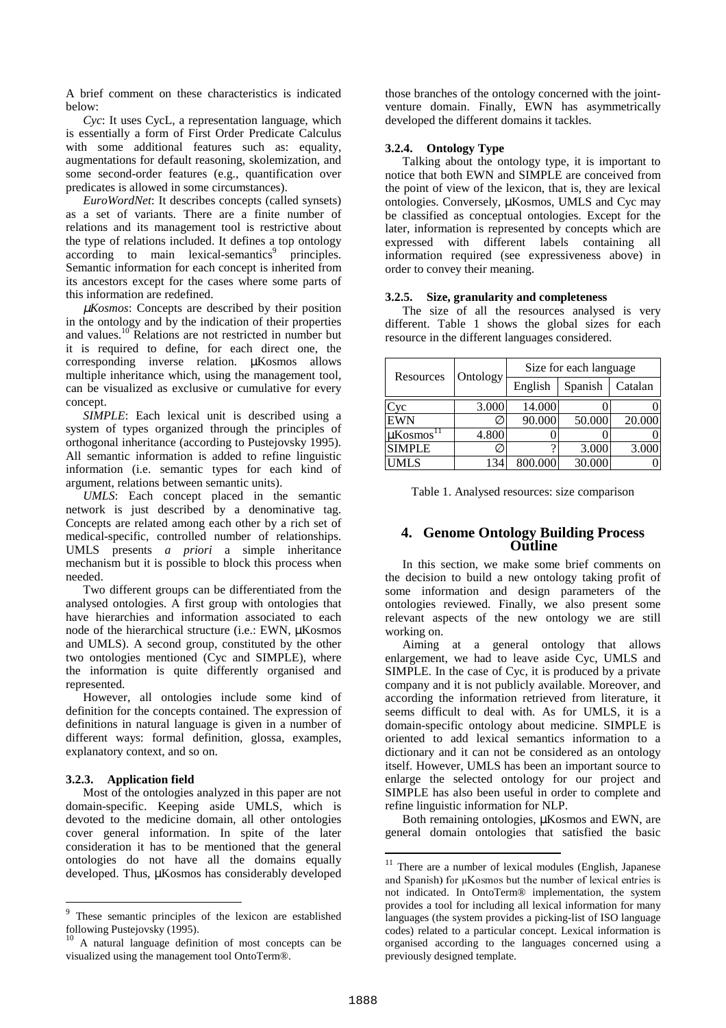A brief comment on these characteristics is indicated below:

*Cyc*: It uses CycL, a representation language, which is essentially a form of First Order Predicate Calculus with some additional features such as: equality, augmentations for default reasoning, skolemization, and some second-order features (e.g., quantification over predicates is allowed in some circumstances).

*EuroWordNet*: It describes concepts (called synsets) as a set of variants. There are a finite number of relations and its management tool is restrictive about the type of relations included. It defines a top ontology according to main lexical-semantics[9] principles. Semantic information for each concept is inherited from its ancestors except for the cases where some parts of this information are redefined.

*μKosmos*: Concepts are described by their position in the ontology and by the indication of their properties and values.[10] Relations are not restricted in number but it is required to define, for each direct one, the corresponding inverse relation. μKosmos allows multiple inheritance which, using the management tool, can be visualized as exclusive or cumulative for every concept.

*SIMPLE*: Each lexical unit is described using a system of types organized through the principles of orthogonal inheritance (according to Pustejovsky 1995). All semantic information is added to refine linguistic information (i.e. semantic types for each kind of argument, relations between semantic units).

*UMLS*: Each concept placed in the semantic network is just described by a denominative tag. Concepts are related among each other by a rich set of medical-specific, controlled number of relationships. UMLS presents *a priori* a simple inheritance mechanism but it is possible to block this process when needed.

Two different groups can be differentiated from the analysed ontologies. A first group with ontologies that have hierarchies and information associated to each node of the hierarchical structure (i.e.: EWN, μKosmos and UMLS). A second group, constituted by the other two ontologies mentioned (Cyc and SIMPLE), where the information is quite differently organised and represented.

However, all ontologies include some kind of definition for the concepts contained. The expression of definitions in natural language is given in a number of different ways: formal definition, glossa, examples, explanatory context, and so on.

#### 3.2.3. Application field

Most of the ontologies analyzed in this paper are not domain-specific. Keeping aside UMLS, which is devoted to the medicine domain, all other ontologies cover general information. In spite of the later consideration it has to be mentioned that the general ontologies do not have all the domains equally developed. Thus, μKosmos has considerably developed those branches of the ontology concerned with the joint-venture domain. Finally, EWN has asymmetrically developed the different domains it tackles.

#### 3.2.4. Ontology Type

Talking about the ontology type, it is important to notice that both EWN and SIMPLE are conceived from the point of view of the lexicon, that is, they are lexical ontologies. Conversely, μKosmos, UMLS and Cyc may be classified as conceptual ontologies. Except for the later, information is represented by concepts which are expressed with different labels containing all information required (see expressiveness above) in order to convey their meaning.

#### 3.2.5. Size, granularity and completeness

The size of all the resources analysed is very different. Table 1 shows the global sizes for each resource in the different languages considered.

| Resources | Ontology | Size for each language | | |
|---|---|---|---|---|
| | | English | Spanish | Catalan |
| Cyc | 3.000 | 14.000 | 0 | 0 |
| EWN | ∅ | 90.000 | 50.000 | 20.000 |
| μKosmos[11] | 4.800 | 0 | 0 | 0 |
| SIMPLE | ∅ | ? | 3.000 | 3.000 |
| UMLS | 134 | 800.000 | 30.000 | 0 |

Table 1. Analysed resources: size comparison

## 4. Genome Ontology Building Process Outline

In this section, we make some brief comments on the decision to build a new ontology taking profit of some information and design parameters of the ontologies reviewed. Finally, we also present some relevant aspects of the new ontology we are still working on.

Aiming at a general ontology that allows enlargement, we had to leave aside Cyc, UMLS and SIMPLE. In the case of Cyc, it is produced by a private company and it is not publicly available. Moreover, and according the information retrieved from literature, it seems difficult to deal with. As for UMLS, it is a domain-specific ontology about medicine. SIMPLE is oriented to add lexical semantics information to a dictionary and it can not be considered as an ontology itself. However, UMLS has been an important source to enlarge the selected ontology for our project and SIMPLE has also been useful in order to complete and refine linguistic information for NLP.

Both remaining ontologies, μKosmos and EWN, are general domain ontologies that satisfied the basic

---

[9] These semantic principles of the lexicon are established following Pustejovsky (1995).

[10] A natural language definition of most concepts can be visualized using the management tool OntoTerm®.

[11] There are a number of lexical modules (English, Japanese and Spanish) for μKosmos but the number of lexical entries is not indicated. In OntoTerm® implementation, the system provides a tool for including all lexical information for many languages (the system provides a picking-list of ISO language codes) related to a particular concept. Lexical information is organised according to the languages concerned using a previously designed template.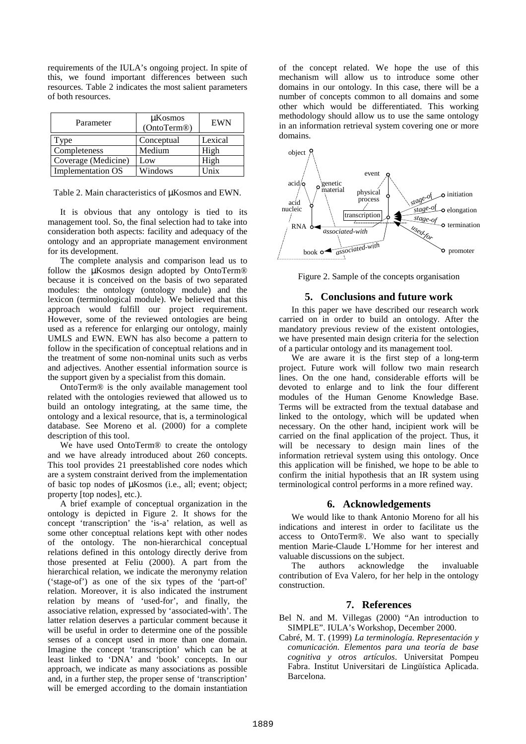requirements of the IULA's ongoing project. In spite of this, we found important differences between such resources. Table 2 indicates the most salient parameters of both resources.

| Parameter | μKosmos (OntoTerm®) | EWN |
|---|---|---|
| Type | Conceptual | Lexical |
| Completeness | Medium | High |
| Coverage (Medicine) | Low | High |
| Implementation OS | Windows | Unix |

Table 2. Main characteristics of μKosmos and EWN.

It is obvious that any ontology is tied to its management tool. So, the final selection had to take into consideration both aspects: facility and adequacy of the ontology and an appropriate management environment for its development.

The complete analysis and comparison lead us to follow the μKosmos design adopted by OntoTerm® because it is conceived on the basis of two separated modules: the ontology (ontology module) and the lexicon (terminological module). We believed that this approach would fulfill our project requirement. However, some of the reviewed ontologies are being used as a reference for enlarging our ontology, mainly UMLS and EWN. EWN has also become a pattern to follow in the specification of conceptual relations and in the treatment of some non-nominal units such as verbs and adjectives. Another essential information source is the support given by a specialist from this domain.

OntoTerm® is the only available management tool related with the ontologies reviewed that allowed us to build an ontology integrating, at the same time, the ontology and a lexical resource, that is, a terminological database. See Moreno et al. (2000) for a complete description of this tool.

We have used OntoTerm® to create the ontology and we have already introduced about 260 concepts. This tool provides 21 preestablished core nodes which are a system constraint derived from the implementation of basic top nodes of μKosmos (i.e., all; event; object; property [top nodes], etc.).

A brief example of conceptual organization in the ontology is depicted in Figure 2. It shows for the concept 'transcription' the 'is-a' relation, as well as some other conceptual relations kept with other nodes of the ontology. The non-hierarchical conceptual relations defined in this ontology directly derive from those presented at Feliu (2000). A part from the hierarchical relation, we indicate the meronymy relation ('stage-of') as one of the six types of the 'part-of' relation. Moreover, it is also indicated the instrument relation by means of 'used-for', and finally, the associative relation, expressed by 'associated-with'. The latter relation deserves a particular comment because it will be useful in order to determine one of the possible senses of a concept used in more than one domain. Imagine the concept 'transcription' which can be at least linked to 'DNA' and 'book' concepts. In our approach, we indicate as many associations as possible and, in a further step, the proper sense of 'transcription' will be emerged according to the domain instantiation of the concept related. We hope the use of this mechanism will allow us to introduce some other domains in our ontology. In this case, there will be a number of concepts common to all domains and some other which would be differentiated. This working methodology should allow us to use the same ontology in an information retrieval system covering one or more domains.

Figure 2. Sample of the concepts organisation

## 5. Conclusions and future work

In this paper we have described our research work carried on in order to build an ontology. After the mandatory previous review of the existent ontologies, we have presented main design criteria for the selection of a particular ontology and its management tool.

We are aware it is the first step of a long-term project. Future work will follow two main research lines. On the one hand, considerable efforts will be devoted to enlarge and to link the four different modules of the Human Genome Knowledge Base. Terms will be extracted from the textual database and linked to the ontology, which will be updated when necessary. On the other hand, incipient work will be carried on the final application of the project. Thus, it will be necessary to design main lines of the information retrieval system using this ontology. Once this application will be finished, we hope to be able to confirm the initial hypothesis that an IR system using terminological control performs in a more refined way.

## 6. Acknowledgements

We would like to thank Antonio Moreno for all his indications and interest in order to facilitate us the access to OntoTerm®. We also want to specially mention Marie-Claude L'Homme for her interest and valuable discussions on the subject.

The authors acknowledge the invaluable contribution of Eva Valero, for her help in the ontology construction.

## 7. References

Bel N. and M. Villegas (2000) "An introduction to SIMPLE". IULA's Workshop, December 2000.

Cabré, M. T. (1999) *La terminología. Representación y comunicación. Elementos para una teoría de base cognitiva y otros artículos*. Universitat Pompeu Fabra. Institut Universitari de Lingüística Aplicada. Barcelona.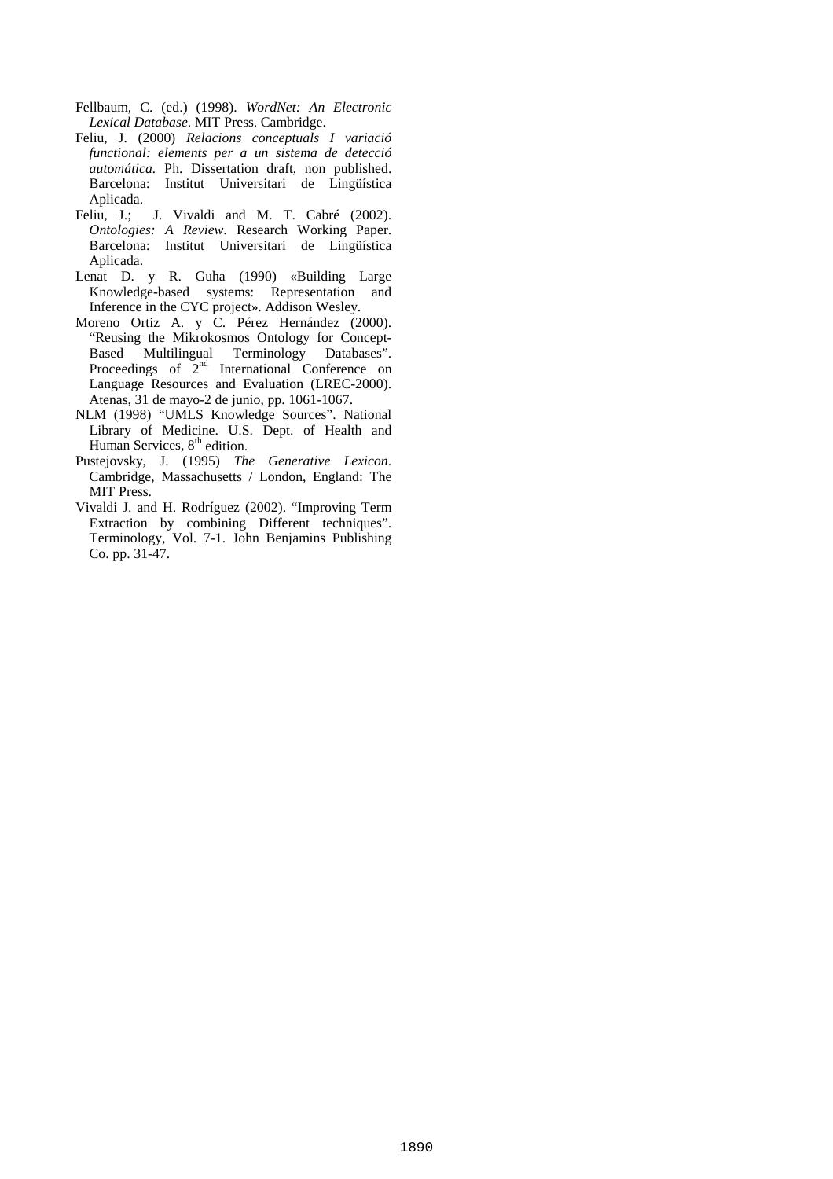Fellbaum, C. (ed.) (1998). *WordNet: An Electronic Lexical Database*. MIT Press. Cambridge.

Feliu, J. (2000) *Relacions conceptuals I variació functional: elements per a un sistema de detecció automática.* Ph. Dissertation draft, non published. Barcelona: Institut Universitari de Lingüística Aplicada.

Feliu, J.; J. Vivaldi and M. T. Cabré (2002). *Ontologies: A Review*. Research Working Paper. Barcelona: Institut Universitari de Lingüística Aplicada.

Lenat D. y R. Guha (1990) «Building Large Knowledge-based systems: Representation and Inference in the CYC project». Addison Wesley.

Moreno Ortiz A. y C. Pérez Hernández (2000). "Reusing the Mikrokosmos Ontology for Concept-Based Multilingual Terminology Databases". Proceedings of 2nd International Conference on Language Resources and Evaluation (LREC-2000). Atenas, 31 de mayo-2 de junio, pp. 1061-1067.

NLM (1998) "UMLS Knowledge Sources". National Library of Medicine. U.S. Dept. of Health and Human Services, 8th edition.

Pustejovsky, J. (1995) *The Generative Lexicon*. Cambridge, Massachusetts / London, England: The MIT Press.

Vivaldi J. and H. Rodríguez (2002). "Improving Term Extraction by combining Different techniques". Terminology, Vol. 7-1. John Benjamins Publishing Co. pp. 31-47.